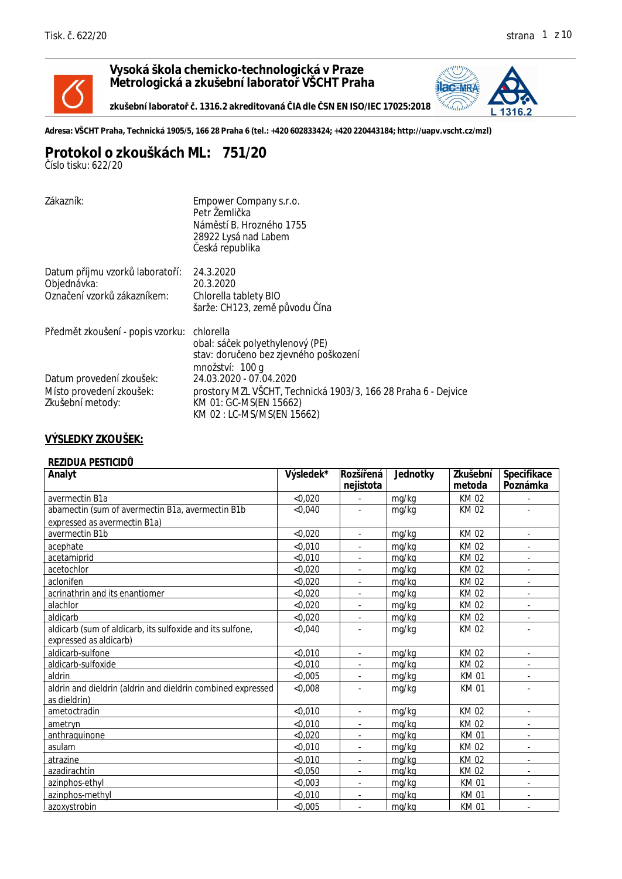**Vysoká škola chemicko-technologická v Praze**
**Metrologická a zkušební laboratoř VŠCHT Praha**

**zkušební laboratoř č. 1316.2 akreditovaná ČIA dle ČSN EN ISO/IEC 17025:2018**

L 1316.2

**Adresa: VŠCHT Praha, Technická 1905/5, 166 28 Praha 6 (tel.: +420 602833424; +420 220443184; http://uapv.vscht.cz/mzl)**

# Protokol o zkouškách ML: 751/20

Číslo tisku: 622/20

| | |
|---|---|
| Zákazník: | Empower Company s.r.o.<br>Petr Žemlička<br>Náměstí B. Hrozného 1755<br>28922 Lysá nad Labem<br>Česká republika |
| Datum příjmu vzorků laboratoří: | 24.3.2020 |
| Objednávka: | 20.3.2020 |
| Označení vzorků zákazníkem: | Chlorella tablety BIO<br>šarže: CH123, země původu Čína |
| Předmět zkoušení - popis vzorku: | chlorella<br>obal: sáček polyethylenový (PE)<br>stav: doručeno bez zjevného poškození<br>množství: 100 g |
| Datum provedení zkoušek: | 24.03.2020 - 07.04.2020 |
| Místo provedení zkoušek: | prostory MZL VŠCHT, Technická 1903/3, 166 28 Praha 6 - Dejvice |
| Zkušební metody: | KM 01: GC-MS(EN 15662)<br>KM 02 : LC-MS/MS(EN 15662) |

## VÝSLEDKY ZKOUŠEK:

### REZIDUA PESTICIDŮ

| Analyt | Výsledek* | Rozšířená nejistota | Jednotky | Zkušební metoda | Specifikace Poznámka |
|---|---|---|---|---|---|
| avermectin B1a | <0,020 | - | mg/kg | KM 02 | - |
| abamectin (sum of avermectin B1a, avermectin B1b expressed as avermectin B1a) | <0,040 | - | mg/kg | KM 02 | - |
| avermectin B1b | <0,020 | - | mg/kg | KM 02 | - |
| acephate | <0,010 | - | mg/kg | KM 02 | - |
| acetamiprid | <0,010 | - | mg/kg | KM 02 | - |
| acetochlor | <0,020 | - | mg/kg | KM 02 | - |
| aclonifen | <0,020 | - | mg/kg | KM 02 | - |
| acrinathrin and its enantiomer | <0,020 | - | mg/kg | KM 02 | - |
| alachlor | <0,020 | - | mg/kg | KM 02 | - |
| aldicarb | <0,020 | - | mg/kg | KM 02 | - |
| aldicarb (sum of aldicarb, its sulfoxide and its sulfone, expressed as aldicarb) | <0,040 | - | mg/kg | KM 02 | - |
| aldicarb-sulfone | <0,010 | - | mg/kg | KM 02 | - |
| aldicarb-sulfoxide | <0,010 | - | mg/kg | KM 02 | - |
| aldrin | <0,005 | - | mg/kg | KM 01 | - |
| aldrin and dieldrin (aldrin and dieldrin combined expressed as dieldrin) | <0,008 | - | mg/kg | KM 01 | - |
| ametoctradin | <0,010 | - | mg/kg | KM 02 | - |
| ametryn | <0,010 | - | mg/kg | KM 02 | - |
| anthraquinone | <0,020 | - | mg/kg | KM 01 | - |
| asulam | <0,010 | - | mg/kg | KM 02 | - |
| atrazine | <0,010 | - | mg/kg | KM 02 | - |
| azadirachtin | <0,050 | - | mg/kg | KM 02 | - |
| azinphos-ethyl | <0,003 | - | mg/kg | KM 01 | - |
| azinphos-methyl | <0,010 | - | mg/kg | KM 01 | - |
| azoxystrobin | <0,005 | - | mg/kg | KM 01 | - |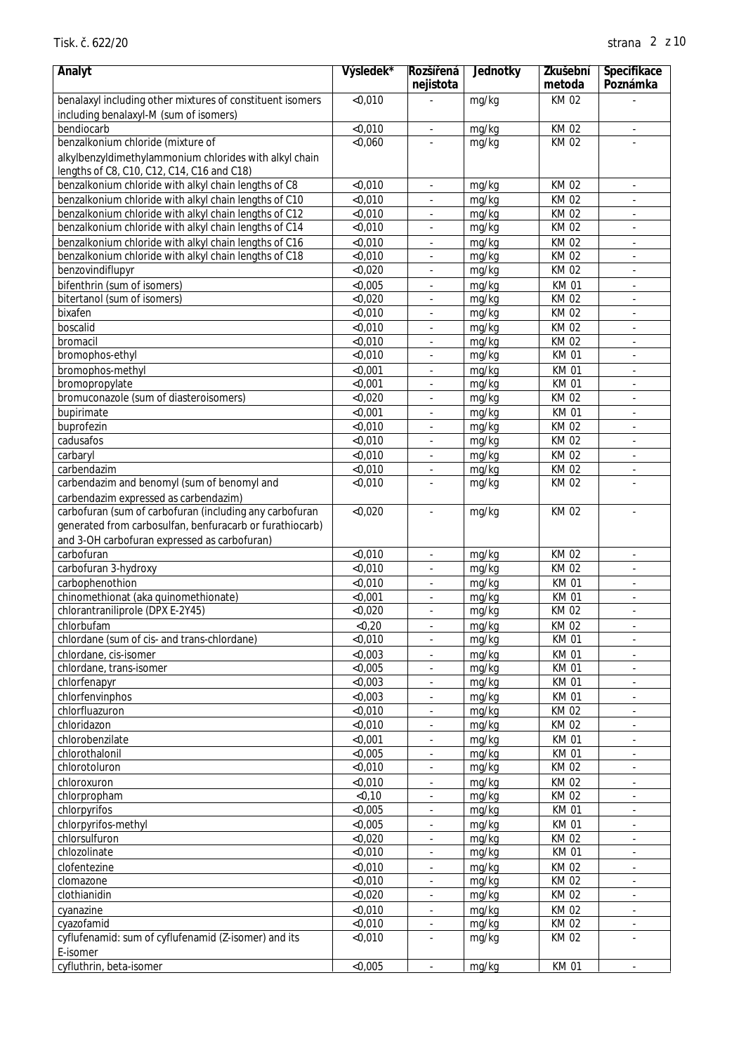| Analyt | Výsledek* | Rozšířená nejistota | Jednotky | Zkušební metoda | Specifikace Poznámka |
|---|---|---|---|---|---|
| benalaxyl including other mixtures of constituent isomers including benalaxyl-M (sum of isomers) | <0,010 | - | mg/kg | KM 02 | - |
| bendiocarb | <0,010 | - | mg/kg | KM 02 | - |
| benzalkonium chloride (mixture of alkylbenzyldimethylammonium chlorides with alkyl chain lengths of C8, C10, C12, C14, C16 and C18) | <0,060 | - | mg/kg | KM 02 | - |
| benzalkonium chloride with alkyl chain lengths of C8 | <0,010 | - | mg/kg | KM 02 | - |
| benzalkonium chloride with alkyl chain lengths of C10 | <0,010 | - | mg/kg | KM 02 | - |
| benzalkonium chloride with alkyl chain lengths of C12 | <0,010 | - | mg/kg | KM 02 | - |
| benzalkonium chloride with alkyl chain lengths of C14 | <0,010 | - | mg/kg | KM 02 | - |
| benzalkonium chloride with alkyl chain lengths of C16 | <0,010 | - | mg/kg | KM 02 | - |
| benzalkonium chloride with alkyl chain lengths of C18 | <0,010 | - | mg/kg | KM 02 | - |
| benzovindiflupyr | <0,020 | - | mg/kg | KM 02 | - |
| bifenthrin (sum of isomers) | <0,005 | - | mg/kg | KM 01 | - |
| bitertanol (sum of isomers) | <0,020 | - | mg/kg | KM 02 | - |
| bixafen | <0,010 | - | mg/kg | KM 02 | - |
| boscalid | <0,010 | - | mg/kg | KM 02 | - |
| bromacil | <0,010 | - | mg/kg | KM 02 | - |
| bromophos-ethyl | <0,010 | - | mg/kg | KM 01 | - |
| bromophos-methyl | <0,001 | - | mg/kg | KM 01 | - |
| bromopropylate | <0,001 | - | mg/kg | KM 01 | - |
| bromuconazole (sum of diasteroisomers) | <0,020 | - | mg/kg | KM 02 | - |
| bupirimate | <0,001 | - | mg/kg | KM 01 | - |
| buprofezin | <0,010 | - | mg/kg | KM 02 | - |
| cadusafos | <0,010 | - | mg/kg | KM 02 | - |
| carbaryl | <0,010 | - | mg/kg | KM 02 | - |
| carbendazim | <0,010 | - | mg/kg | KM 02 | - |
| carbendazim and benomyl (sum of benomyl and carbendazim expressed as carbendazim) | <0,010 | - | mg/kg | KM 02 | - |
| carbofuran (sum of carbofuran (including any carbofuran generated from carbosulfan, benfuracarb or furathiocarb) and 3-OH carbofuran expressed as carbofuran) | <0,020 | - | mg/kg | KM 02 | - |
| carbofuran | <0,010 | - | mg/kg | KM 02 | - |
| carbofuran 3-hydroxy | <0,010 | - | mg/kg | KM 02 | - |
| carbophenothion | <0,010 | - | mg/kg | KM 01 | - |
| chinomethionat (aka quinomethionate) | <0,001 | - | mg/kg | KM 01 | - |
| chlorantraniliprole (DPX E-2Y45) | <0,020 | - | mg/kg | KM 02 | - |
| chlorbufam | <0,20 | - | mg/kg | KM 02 | - |
| chlordane (sum of cis- and trans-chlordane) | <0,010 | - | mg/kg | KM 01 | - |
| chlordane, cis-isomer | <0,003 | - | mg/kg | KM 01 | - |
| chlordane, trans-isomer | <0,005 | - | mg/kg | KM 01 | - |
| chlorfenapyr | <0,003 | - | mg/kg | KM 01 | - |
| chlorfenvinphos | <0,003 | - | mg/kg | KM 01 | - |
| chlorfluazuron | <0,010 | - | mg/kg | KM 02 | - |
| chloridazon | <0,010 | - | mg/kg | KM 02 | - |
| chlorobenzilate | <0,001 | - | mg/kg | KM 01 | - |
| chlorothalonil | <0,005 | - | mg/kg | KM 01 | - |
| chlorotoluron | <0,010 | - | mg/kg | KM 02 | - |
| chloroxuron | <0,010 | - | mg/kg | KM 02 | - |
| chlorpropham | <0,10 | - | mg/kg | KM 02 | - |
| chlorpyrifos | <0,005 | - | mg/kg | KM 01 | - |
| chlorpyrifos-methyl | <0,005 | - | mg/kg | KM 01 | - |
| chlorsulfuron | <0,020 | - | mg/kg | KM 02 | - |
| chlozolinate | <0,010 | - | mg/kg | KM 01 | - |
| clofentezine | <0,010 | - | mg/kg | KM 02 | - |
| clomazone | <0,010 | - | mg/kg | KM 02 | - |
| clothianidin | <0,020 | - | mg/kg | KM 02 | - |
| cyanazine | <0,010 | - | mg/kg | KM 02 | - |
| cyazofamid | <0,010 | - | mg/kg | KM 02 | - |
| cyflufenamid: sum of cyflufenamid (Z-isomer) and its E-isomer | <0,010 | - | mg/kg | KM 02 | - |
| cyfluthrin, beta-isomer | <0,005 | - | mg/kg | KM 01 | - |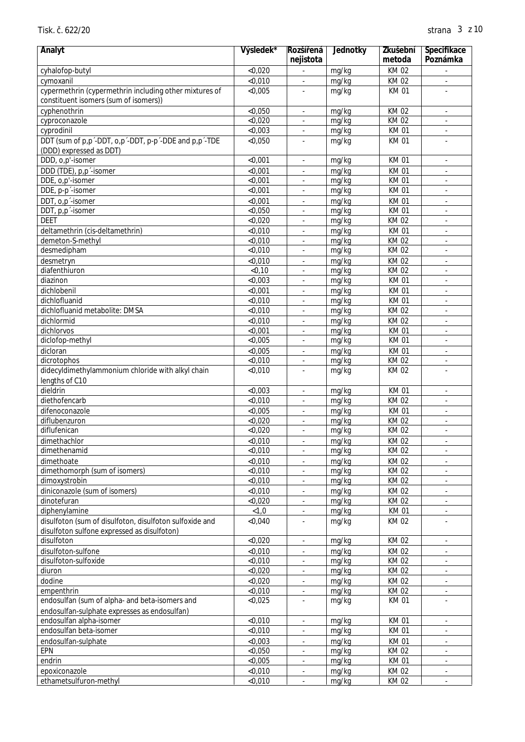| Analyt | Výsledek* | Rozšířená nejistota | Jednotky | Zkušební metoda | Specifikace Poznámka |
|---|---|---|---|---|---|
| cyhalofop-butyl | <0,020 | - | mg/kg | KM 02 | - |
| cymoxanil | <0,010 | - | mg/kg | KM 02 | - |
| cypermethrin (cypermethrin including other mixtures of constituent isomers (sum of isomers)) | <0,005 | - | mg/kg | KM 01 | - |
| cyphenothrin | <0,050 | - | mg/kg | KM 02 | - |
| cyproconazole | <0,020 | - | mg/kg | KM 02 | - |
| cyprodinil | <0,003 | - | mg/kg | KM 01 | - |
| DDT (sum of p,p´-DDT, o,p´-DDT, p-p´-DDE and p,p´-TDE (DDD) expressed as DDT) | <0,050 | - | mg/kg | KM 01 | - |
| DDD, o,p'-isomer | <0,001 | - | mg/kg | KM 01 | - |
| DDD (TDE), p,p´-isomer | <0,001 | - | mg/kg | KM 01 | - |
| DDE, o,p'-isomer | <0,001 | - | mg/kg | KM 01 | - |
| DDE, p-p´-isomer | <0,001 | - | mg/kg | KM 01 | - |
| DDT, o,p´-isomer | <0,001 | - | mg/kg | KM 01 | - |
| DDT, p,p´-isomer | <0,050 | - | mg/kg | KM 01 | - |
| DEET | <0,020 | - | mg/kg | KM 02 | - |
| deltamethrin (cis-deltamethrin) | <0,010 | - | mg/kg | KM 01 | - |
| demeton-S-methyl | <0,010 | - | mg/kg | KM 02 | - |
| desmedipham | <0,010 | - | mg/kg | KM 02 | - |
| desmetryn | <0,010 | - | mg/kg | KM 02 | - |
| diafenthiuron | <0,10 | - | mg/kg | KM 02 | - |
| diazinon | <0,003 | - | mg/kg | KM 01 | - |
| dichlobenil | <0,001 | - | mg/kg | KM 01 | - |
| dichlofluanid | <0,010 | - | mg/kg | KM 01 | - |
| dichlofluanid metabolite: DMSA | <0,010 | - | mg/kg | KM 02 | - |
| dichlormid | <0,010 | - | mg/kg | KM 02 | - |
| dichlorvos | <0,001 | - | mg/kg | KM 01 | - |
| diclofop-methyl | <0,005 | - | mg/kg | KM 01 | - |
| dicloran | <0,005 | - | mg/kg | KM 01 | - |
| dicrotophos | <0,010 | - | mg/kg | KM 02 | - |
| didecyldimethylammonium chloride with alkyl chain lengths of C10 | <0,010 | - | mg/kg | KM 02 | - |
| dieldrin | <0,003 | - | mg/kg | KM 01 | - |
| diethofencarb | <0,010 | - | mg/kg | KM 02 | - |
| difenoconazole | <0,005 | - | mg/kg | KM 01 | - |
| diflubenzuron | <0,020 | - | mg/kg | KM 02 | - |
| diflufenican | <0,020 | - | mg/kg | KM 02 | - |
| dimethachlor | <0,010 | - | mg/kg | KM 02 | - |
| dimethenamid | <0,010 | - | mg/kg | KM 02 | - |
| dimethoate | <0,010 | - | mg/kg | KM 02 | - |
| dimethomorph (sum of isomers) | <0,010 | - | mg/kg | KM 02 | - |
| dimoxystrobin | <0,010 | - | mg/kg | KM 02 | - |
| diniconazole (sum of isomers) | <0,010 | - | mg/kg | KM 02 | - |
| dinotefuran | <0,020 | - | mg/kg | KM 02 | - |
| diphenylamine | <1,0 | - | mg/kg | KM 01 | - |
| disulfoton (sum of disulfoton, disulfoton sulfoxide and disulfoton sulfone expressed as disulfoton) | <0,040 | - | mg/kg | KM 02 | - |
| disulfoton | <0,020 | - | mg/kg | KM 02 | - |
| disulfoton-sulfone | <0,010 | - | mg/kg | KM 02 | - |
| disulfoton-sulfoxide | <0,010 | - | mg/kg | KM 02 | - |
| diuron | <0,020 | - | mg/kg | KM 02 | - |
| dodine | <0,020 | - | mg/kg | KM 02 | - |
| empenthrin | <0,010 | - | mg/kg | KM 02 | - |
| endosulfan (sum of alpha- and beta-isomers and endosulfan-sulphate expresses as endosulfan) | <0,025 | - | mg/kg | KM 01 | - |
| endosulfan alpha-isomer | <0,010 | - | mg/kg | KM 01 | - |
| endosulfan beta-isomer | <0,010 | - | mg/kg | KM 01 | - |
| endosulfan-sulphate | <0,003 | - | mg/kg | KM 01 | - |
| EPN | <0,050 | - | mg/kg | KM 02 | - |
| endrin | <0,005 | - | mg/kg | KM 01 | - |
| epoxiconazole | <0,010 | - | mg/kg | KM 02 | - |
| ethametsulfuron-methyl | <0,010 | - | mg/kg | KM 02 | - |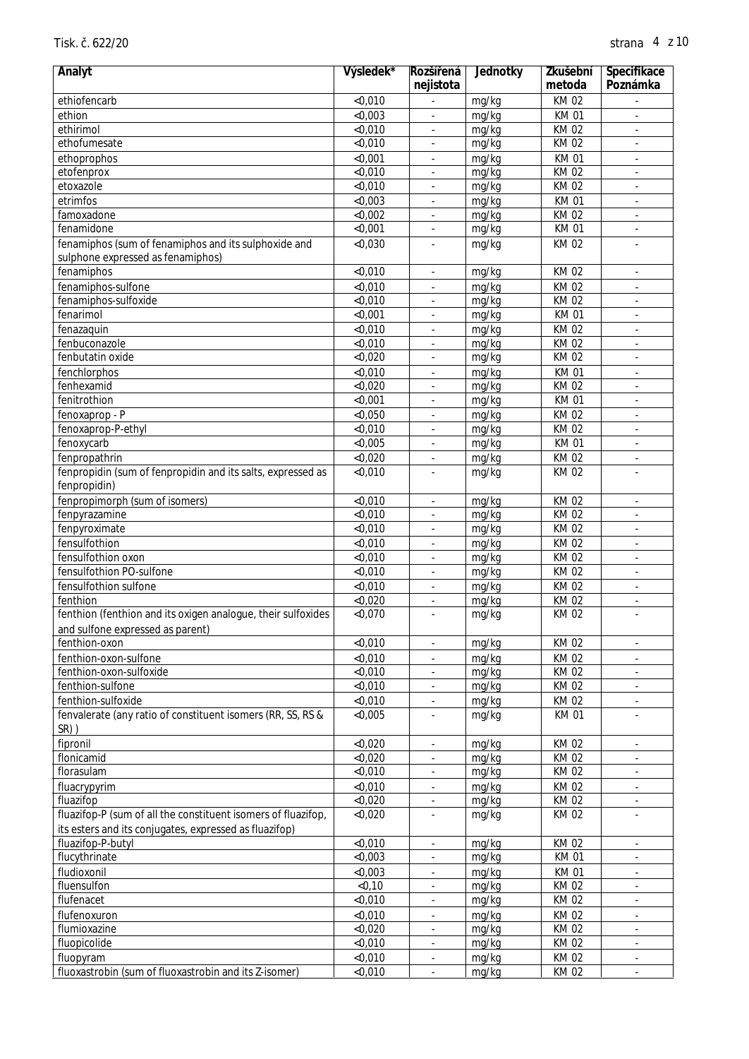| Analyt | Výsledek* | Rozšířená nejistota | Jednotky | Zkušební metoda | Specifikace Poznámka |
|---|---|---|---|---|---|
| ethiofencarb | <0,010 | - | mg/kg | KM 02 | - |
| ethion | <0,003 | - | mg/kg | KM 01 | - |
| ethirimol | <0,010 | - | mg/kg | KM 02 | - |
| ethofumesate | <0,010 | - | mg/kg | KM 02 | - |
| ethoprophos | <0,001 | - | mg/kg | KM 01 | - |
| etofenprox | <0,010 | - | mg/kg | KM 02 | - |
| etoxazole | <0,010 | - | mg/kg | KM 02 | - |
| etrimfos | <0,003 | - | mg/kg | KM 01 | - |
| famoxadone | <0,002 | - | mg/kg | KM 02 | - |
| fenamidone | <0,001 | - | mg/kg | KM 01 | - |
| fenamiphos (sum of fenamiphos and its sulphoxide and sulphone expressed as fenamiphos) | <0,030 | - | mg/kg | KM 02 | - |
| fenamiphos | <0,010 | - | mg/kg | KM 02 | - |
| fenamiphos-sulfone | <0,010 | - | mg/kg | KM 02 | - |
| fenamiphos-sulfoxide | <0,010 | - | mg/kg | KM 02 | - |
| fenarimol | <0,001 | - | mg/kg | KM 01 | - |
| fenazaquin | <0,010 | - | mg/kg | KM 02 | - |
| fenbuconazole | <0,010 | - | mg/kg | KM 02 | - |
| fenbutatin oxide | <0,020 | - | mg/kg | KM 02 | - |
| fenchlorphos | <0,010 | - | mg/kg | KM 01 | - |
| fenhexamid | <0,020 | - | mg/kg | KM 02 | - |
| fenitrothion | <0,001 | - | mg/kg | KM 01 | - |
| fenoxaprop - P | <0,050 | - | mg/kg | KM 02 | - |
| fenoxaprop-P-ethyl | <0,010 | - | mg/kg | KM 02 | - |
| fenoxycarb | <0,005 | - | mg/kg | KM 01 | - |
| fenpropathrin | <0,020 | - | mg/kg | KM 02 | - |
| fenpropidin (sum of fenpropidin and its salts, expressed as fenpropidin) | <0,010 | - | mg/kg | KM 02 | - |
| fenpropimorph (sum of isomers) | <0,010 | - | mg/kg | KM 02 | - |
| fenpyrazamine | <0,010 | - | mg/kg | KM 02 | - |
| fenpyroximate | <0,010 | - | mg/kg | KM 02 | - |
| fensulfothion | <0,010 | - | mg/kg | KM 02 | - |
| fensulfothion oxon | <0,010 | - | mg/kg | KM 02 | - |
| fensulfothion PO-sulfone | <0,010 | - | mg/kg | KM 02 | - |
| fensulfothion sulfone | <0,010 | - | mg/kg | KM 02 | - |
| fenthion | <0,020 | - | mg/kg | KM 02 | - |
| fenthion (fenthion and its oxigen analogue, their sulfoxides and sulfone expressed as parent) | <0,070 | - | mg/kg | KM 02 | - |
| fenthion-oxon | <0,010 | - | mg/kg | KM 02 | - |
| fenthion-oxon-sulfone | <0,010 | - | mg/kg | KM 02 | - |
| fenthion-oxon-sulfoxide | <0,010 | - | mg/kg | KM 02 | - |
| fenthion-sulfone | <0,010 | - | mg/kg | KM 02 | - |
| fenthion-sulfoxide | <0,010 | - | mg/kg | KM 02 | - |
| fenvalerate (any ratio of constituent isomers (RR, SS, RS & SR) ) | <0,005 | - | mg/kg | KM 01 | - |
| fipronil | <0,020 | - | mg/kg | KM 02 | - |
| flonicamid | <0,020 | - | mg/kg | KM 02 | - |
| florasulam | <0,010 | - | mg/kg | KM 02 | - |
| fluacrypyrim | <0,010 | - | mg/kg | KM 02 | - |
| fluazifop | <0,020 | - | mg/kg | KM 02 | - |
| fluazifop-P (sum of all the constituent isomers of fluazifop, its esters and its conjugates, expressed as fluazifop) | <0,020 | - | mg/kg | KM 02 | - |
| fluazifop-P-butyl | <0,010 | - | mg/kg | KM 02 | - |
| flucythrinate | <0,003 | - | mg/kg | KM 01 | - |
| fludioxonil | <0,003 | - | mg/kg | KM 01 | - |
| fluensulfon | <0,10 | - | mg/kg | KM 02 | - |
| flufenacet | <0,010 | - | mg/kg | KM 02 | - |
| flufenoxuron | <0,010 | - | mg/kg | KM 02 | - |
| flumioxazine | <0,020 | - | mg/kg | KM 02 | - |
| fluopicolide | <0,010 | - | mg/kg | KM 02 | - |
| fluopyram | <0,010 | - | mg/kg | KM 02 | - |
| fluoxastrobin (sum of fluoxastrobin and its Z-isomer) | <0,010 | - | mg/kg | KM 02 | - |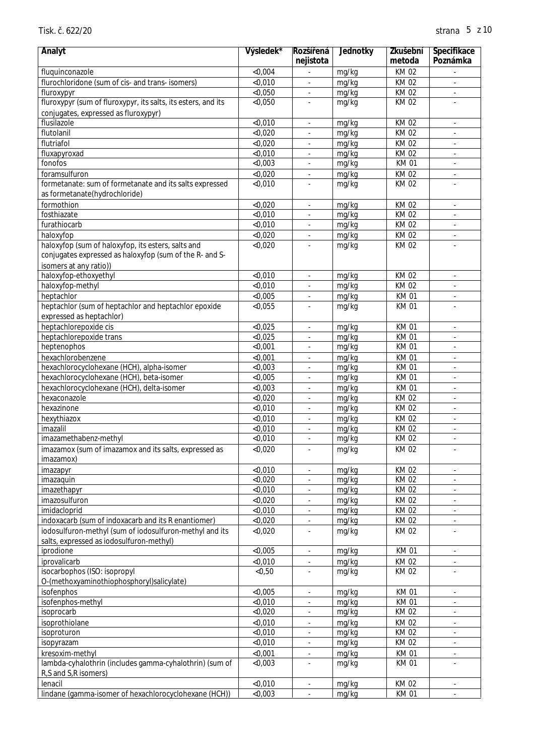| Analyt | Výsledek* | Rozšířená nejistota | Jednotky | Zkušební metoda | Specifikace Poznámka |
|---|---|---|---|---|---|
| fluquinconazole | <0,004 | - | mg/kg | KM 02 | - |
| flurochloridone (sum of cis- and trans- isomers) | <0,010 | - | mg/kg | KM 02 | - |
| fluroxypyr | <0,050 | - | mg/kg | KM 02 | - |
| fluroxypyr (sum of fluroxypyr, its salts, its esters, and its conjugates, expressed as fluroxypyr) | <0,050 | - | mg/kg | KM 02 | - |
| flusilazole | <0,010 | - | mg/kg | KM 02 | - |
| flutolanil | <0,020 | - | mg/kg | KM 02 | - |
| flutriafol | <0,020 | - | mg/kg | KM 02 | - |
| fluxapyroxad | <0,010 | - | mg/kg | KM 02 | - |
| fonofos | <0,003 | - | mg/kg | KM 01 | - |
| foramsulfuron | <0,020 | - | mg/kg | KM 02 | - |
| formetanate: sum of formetanate and its salts expressed as formetanate(hydrochloride) | <0,010 | - | mg/kg | KM 02 | - |
| formothion | <0,020 | - | mg/kg | KM 02 | - |
| fosthiazate | <0,010 | - | mg/kg | KM 02 | - |
| furathiocarb | <0,010 | - | mg/kg | KM 02 | - |
| haloxyfop | <0,020 | - | mg/kg | KM 02 | - |
| haloxyfop (sum of haloxyfop, its esters, salts and conjugates expressed as haloxyfop (sum of the R- and S- isomers at any ratio)) | <0,020 | - | mg/kg | KM 02 | - |
| haloxyfop-ethoxyethyl | <0,010 | - | mg/kg | KM 02 | - |
| haloxyfop-methyl | <0,010 | - | mg/kg | KM 02 | - |
| heptachlor | <0,005 | - | mg/kg | KM 01 | - |
| heptachlor (sum of heptachlor and heptachlor epoxide expressed as heptachlor) | <0,055 | - | mg/kg | KM 01 | - |
| heptachlorepoxide cis | <0,025 | - | mg/kg | KM 01 | - |
| heptachlorepoxide trans | <0,025 | - | mg/kg | KM 01 | - |
| heptenophos | <0,001 | - | mg/kg | KM 01 | - |
| hexachlorobenzene | <0,001 | - | mg/kg | KM 01 | - |
| hexachlorocyclohexane (HCH), alpha-isomer | <0,003 | - | mg/kg | KM 01 | - |
| hexachlorocyclohexane (HCH), beta-isomer | <0,005 | - | mg/kg | KM 01 | - |
| hexachlorocyclohexane (HCH), delta-isomer | <0,003 | - | mg/kg | KM 01 | - |
| hexaconazole | <0,020 | - | mg/kg | KM 02 | - |
| hexazinone | <0,010 | - | mg/kg | KM 02 | - |
| hexythiazox | <0,010 | - | mg/kg | KM 02 | - |
| imazalil | <0,010 | - | mg/kg | KM 02 | - |
| imazamethabenz-methyl | <0,010 | - | mg/kg | KM 02 | - |
| imazamox (sum of imazamox and its salts, expressed as imazamox) | <0,020 | - | mg/kg | KM 02 | - |
| imazapyr | <0,010 | - | mg/kg | KM 02 | - |
| imazaquin | <0,020 | - | mg/kg | KM 02 | - |
| imazethapyr | <0,010 | - | mg/kg | KM 02 | - |
| imazosulfuron | <0,020 | - | mg/kg | KM 02 | - |
| imidacloprid | <0,010 | - | mg/kg | KM 02 | - |
| indoxacarb (sum of indoxacarb and its R enantiomer) | <0,020 | - | mg/kg | KM 02 | - |
| iodosulfuron-methyl (sum of iodosulfuron-methyl and its salts, expressed as iodosulfuron-methyl) | <0,020 | - | mg/kg | KM 02 | - |
| iprodione | <0,005 | - | mg/kg | KM 01 | - |
| iprovalicarb | <0,010 | - | mg/kg | KM 02 | - |
| isocarbophos (ISO: isopropyl O-(methoxyaminothiophosphoryl)salicylate) | <0,50 | - | mg/kg | KM 02 | - |
| isofenphos | <0,005 | - | mg/kg | KM 01 | - |
| isofenphos-methyl | <0,010 | - | mg/kg | KM 01 | - |
| isoprocarb | <0,020 | - | mg/kg | KM 02 | - |
| isoprothiolane | <0,010 | - | mg/kg | KM 02 | - |
| isoproturon | <0,010 | - | mg/kg | KM 02 | - |
| isopyrazam | <0,010 | - | mg/kg | KM 02 | - |
| kresoxim-methyl | <0,001 | - | mg/kg | KM 01 | - |
| lambda-cyhalothrin (includes gamma-cyhalothrin) (sum of R,S and S,R isomers) | <0,003 | - | mg/kg | KM 01 | - |
| lenacil | <0,010 | - | mg/kg | KM 02 | - |
| lindane (gamma-isomer of hexachlorocyclohexane (HCH)) | <0,003 | - | mg/kg | KM 01 | - |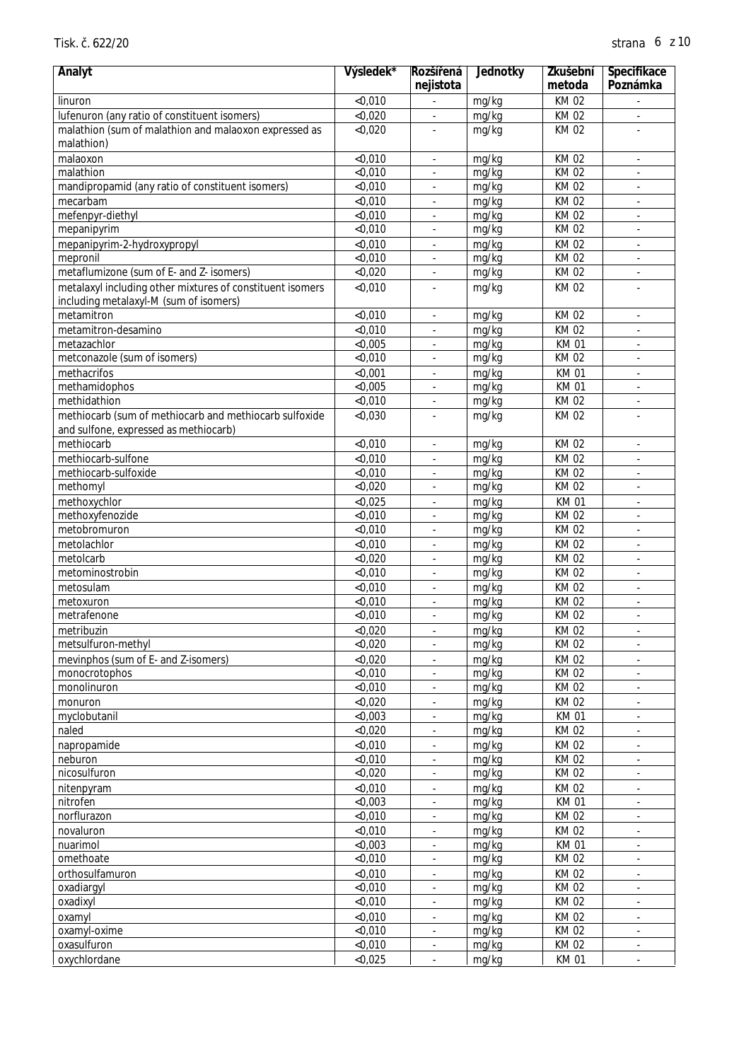| Analyt | Výsledek* | Rozšířená nejistota | Jednotky | Zkušební metoda | Specifikace Poznámka |
|---|---|---|---|---|---|
| linuron | <0,010 | - | mg/kg | KM 02 | - |
| lufenuron (any ratio of constituent isomers) | <0,020 | - | mg/kg | KM 02 | - |
| malathion (sum of malathion and malaoxon expressed as malathion) | <0,020 | - | mg/kg | KM 02 | - |
| malaoxon | <0,010 | - | mg/kg | KM 02 | - |
| malathion | <0,010 | - | mg/kg | KM 02 | - |
| mandipropamid (any ratio of constituent isomers) | <0,010 | - | mg/kg | KM 02 | - |
| mecarbam | <0,010 | - | mg/kg | KM 02 | - |
| mefenpyr-diethyl | <0,010 | - | mg/kg | KM 02 | - |
| mepanipyrim | <0,010 | - | mg/kg | KM 02 | - |
| mepanipyrim-2-hydroxypropyl | <0,010 | - | mg/kg | KM 02 | - |
| mepronil | <0,010 | - | mg/kg | KM 02 | - |
| metaflumizone (sum of E- and Z- isomers) | <0,020 | - | mg/kg | KM 02 | - |
| metalaxyl including other mixtures of constituent isomers including metalaxyl-M (sum of isomers) | <0,010 | - | mg/kg | KM 02 | - |
| metamitron | <0,010 | - | mg/kg | KM 02 | - |
| metamitron-desamino | <0,010 | - | mg/kg | KM 02 | - |
| metazachlor | <0,005 | - | mg/kg | KM 01 | - |
| metconazole (sum of isomers) | <0,010 | - | mg/kg | KM 02 | - |
| methacrifos | <0,001 | - | mg/kg | KM 01 | - |
| methamidophos | <0,005 | - | mg/kg | KM 01 | - |
| methidathion | <0,010 | - | mg/kg | KM 02 | - |
| methiocarb (sum of methiocarb and methiocarb sulfoxide and sulfone, expressed as methiocarb) | <0,030 | - | mg/kg | KM 02 | - |
| methiocarb | <0,010 | - | mg/kg | KM 02 | - |
| methiocarb-sulfone | <0,010 | - | mg/kg | KM 02 | - |
| methiocarb-sulfoxide | <0,010 | - | mg/kg | KM 02 | - |
| methomyl | <0,020 | - | mg/kg | KM 02 | - |
| methoxychlor | <0,025 | - | mg/kg | KM 01 | - |
| methoxyfenozide | <0,010 | - | mg/kg | KM 02 | - |
| metobromuron | <0,010 | - | mg/kg | KM 02 | - |
| metolachlor | <0,010 | - | mg/kg | KM 02 | - |
| metolcarb | <0,020 | - | mg/kg | KM 02 | - |
| metominostrobin | <0,010 | - | mg/kg | KM 02 | - |
| metosulam | <0,010 | - | mg/kg | KM 02 | - |
| metoxuron | <0,010 | - | mg/kg | KM 02 | - |
| metrafenone | <0,010 | - | mg/kg | KM 02 | - |
| metribuzin | <0,020 | - | mg/kg | KM 02 | - |
| metsulfuron-methyl | <0,020 | - | mg/kg | KM 02 | - |
| mevinphos (sum of E- and Z-isomers) | <0,020 | - | mg/kg | KM 02 | - |
| monocrotophos | <0,010 | - | mg/kg | KM 02 | - |
| monolinuron | <0,010 | - | mg/kg | KM 02 | - |
| monuron | <0,020 | - | mg/kg | KM 02 | - |
| myclobutanil | <0,003 | - | mg/kg | KM 01 | - |
| naled | <0,020 | - | mg/kg | KM 02 | - |
| napropamide | <0,010 | - | mg/kg | KM 02 | - |
| neburon | <0,010 | - | mg/kg | KM 02 | - |
| nicosulfuron | <0,020 | - | mg/kg | KM 02 | - |
| nitenpyram | <0,010 | - | mg/kg | KM 02 | - |
| nitrofen | <0,003 | - | mg/kg | KM 01 | - |
| norflurazon | <0,010 | - | mg/kg | KM 02 | - |
| novaluron | <0,010 | - | mg/kg | KM 02 | - |
| nuarimol | <0,003 | - | mg/kg | KM 01 | - |
| omethoate | <0,010 | - | mg/kg | KM 02 | - |
| orthosulfamuron | <0,010 | - | mg/kg | KM 02 | - |
| oxadiargyl | <0,010 | - | mg/kg | KM 02 | - |
| oxadixyl | <0,010 | - | mg/kg | KM 02 | - |
| oxamyl | <0,010 | - | mg/kg | KM 02 | - |
| oxamyl-oxime | <0,010 | - | mg/kg | KM 02 | - |
| oxasulfuron | <0,010 | - | mg/kg | KM 02 | - |
| oxychlordane | <0,025 | - | mg/kg | KM 01 | - |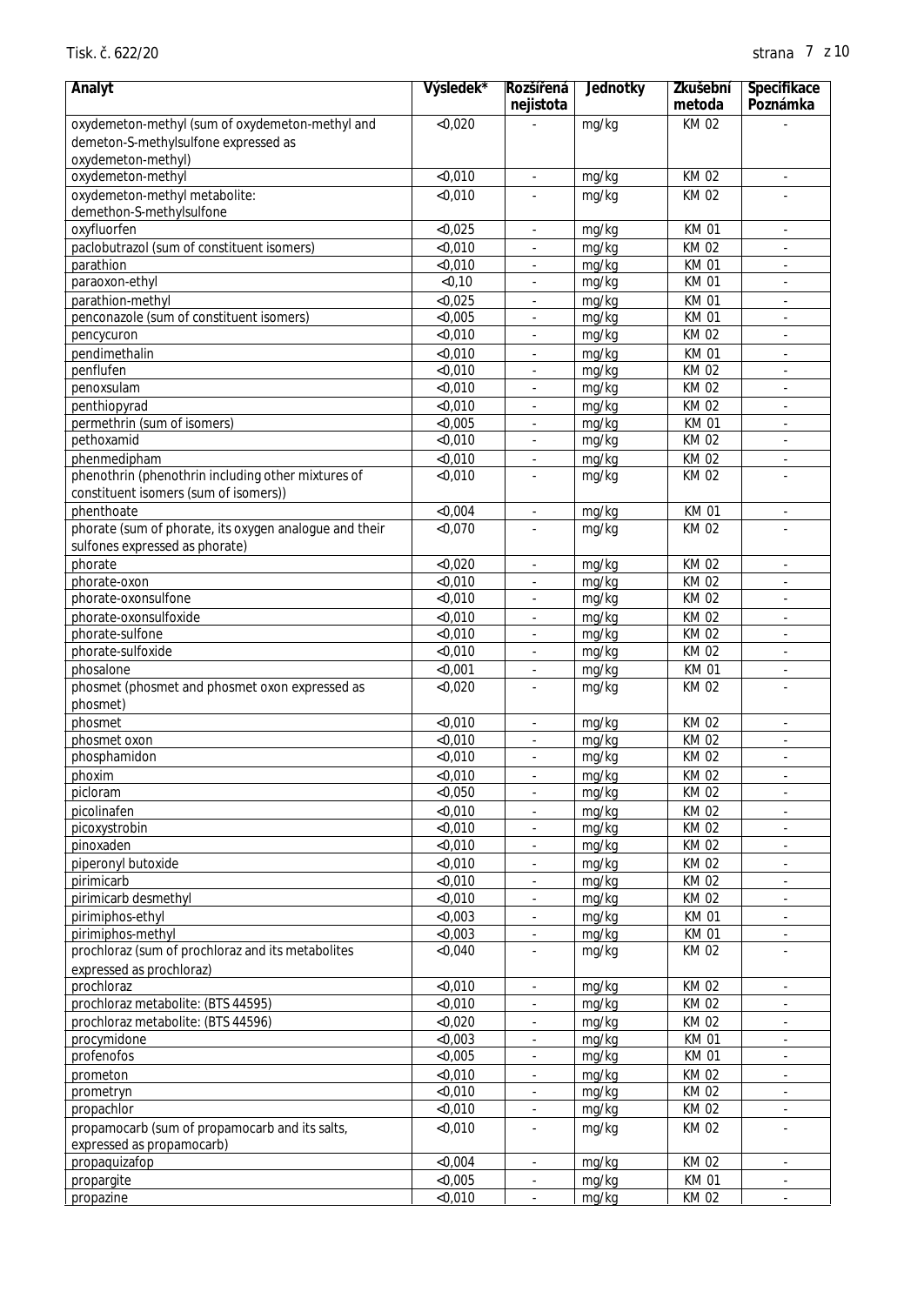| Analyt | Výsledek* | Rozšířená nejistota | Jednotky | Zkušební metoda | Specifikace Poznámka |
|---|---|---|---|---|---|
| oxydemeton-methyl (sum of oxydemeton-methyl and demeton-S-methylsulfone expressed as oxydemeton-methyl) | <0,020 | - | mg/kg | KM 02 | - |
| oxydemeton-methyl | <0,010 | - | mg/kg | KM 02 | - |
| oxydemeton-methyl metabolite: demethon-S-methylsulfone | <0,010 | - | mg/kg | KM 02 | - |
| oxyfluorfen | <0,025 | - | mg/kg | KM 01 | - |
| paclobutrazol (sum of constituent isomers) | <0,010 | - | mg/kg | KM 02 | - |
| parathion | <0,010 | - | mg/kg | KM 01 | - |
| paraoxon-ethyl | <0,10 | - | mg/kg | KM 01 | - |
| parathion-methyl | <0,025 | - | mg/kg | KM 01 | - |
| penconazole (sum of constituent isomers) | <0,005 | - | mg/kg | KM 01 | - |
| pencycuron | <0,010 | - | mg/kg | KM 02 | - |
| pendimethalin | <0,010 | - | mg/kg | KM 01 | - |
| penflufen | <0,010 | - | mg/kg | KM 02 | - |
| penoxsulam | <0,010 | - | mg/kg | KM 02 | - |
| penthiopyrad | <0,010 | - | mg/kg | KM 02 | - |
| permethrin (sum of isomers) | <0,005 | - | mg/kg | KM 01 | - |
| pethoxamid | <0,010 | - | mg/kg | KM 02 | - |
| phenmedipham | <0,010 | - | mg/kg | KM 02 | - |
| phenothrin (phenothrin including other mixtures of constituent isomers (sum of isomers)) | <0,010 | - | mg/kg | KM 02 | - |
| phenthoate | <0,004 | - | mg/kg | KM 01 | - |
| phorate (sum of phorate, its oxygen analogue and their sulfones expressed as phorate) | <0,070 | - | mg/kg | KM 02 | - |
| phorate | <0,020 | - | mg/kg | KM 02 | - |
| phorate-oxon | <0,010 | - | mg/kg | KM 02 | - |
| phorate-oxonsulfone | <0,010 | - | mg/kg | KM 02 | - |
| phorate-oxonsulfoxide | <0,010 | - | mg/kg | KM 02 | - |
| phorate-sulfone | <0,010 | - | mg/kg | KM 02 | - |
| phorate-sulfoxide | <0,010 | - | mg/kg | KM 02 | - |
| phosalone | <0,001 | - | mg/kg | KM 01 | - |
| phosmet (phosmet and phosmet oxon expressed as phosmet) | <0,020 | - | mg/kg | KM 02 | - |
| phosmet | <0,010 | - | mg/kg | KM 02 | - |
| phosmet oxon | <0,010 | - | mg/kg | KM 02 | - |
| phosphamidon | <0,010 | - | mg/kg | KM 02 | - |
| phoxim | <0,010 | - | mg/kg | KM 02 | - |
| picloram | <0,050 | - | mg/kg | KM 02 | - |
| picolinafen | <0,010 | - | mg/kg | KM 02 | - |
| picoxystrobin | <0,010 | - | mg/kg | KM 02 | - |
| pinoxaden | <0,010 | - | mg/kg | KM 02 | - |
| piperonyl butoxide | <0,010 | - | mg/kg | KM 02 | - |
| pirimicarb | <0,010 | - | mg/kg | KM 02 | - |
| pirimicarb desmethyl | <0,010 | - | mg/kg | KM 02 | - |
| pirimiphos-ethyl | <0,003 | - | mg/kg | KM 01 | - |
| pirimiphos-methyl | <0,003 | - | mg/kg | KM 01 | - |
| prochloraz (sum of prochloraz and its metabolites expressed as prochloraz) | <0,040 | - | mg/kg | KM 02 | - |
| prochloraz | <0,010 | - | mg/kg | KM 02 | - |
| prochloraz metabolite: (BTS 44595) | <0,010 | - | mg/kg | KM 02 | - |
| prochloraz metabolite: (BTS 44596) | <0,020 | - | mg/kg | KM 02 | - |
| procymidone | <0,003 | - | mg/kg | KM 01 | - |
| profenofos | <0,005 | - | mg/kg | KM 01 | - |
| prometon | <0,010 | - | mg/kg | KM 02 | - |
| prometryn | <0,010 | - | mg/kg | KM 02 | - |
| propachlor | <0,010 | - | mg/kg | KM 02 | - |
| propamocarb (sum of propamocarb and its salts, expressed as propamocarb) | <0,010 | - | mg/kg | KM 02 | - |
| propaquizafop | <0,004 | - | mg/kg | KM 02 | - |
| propargite | <0,005 | - | mg/kg | KM 01 | - |
| propazine | <0,010 | - | mg/kg | KM 02 | - |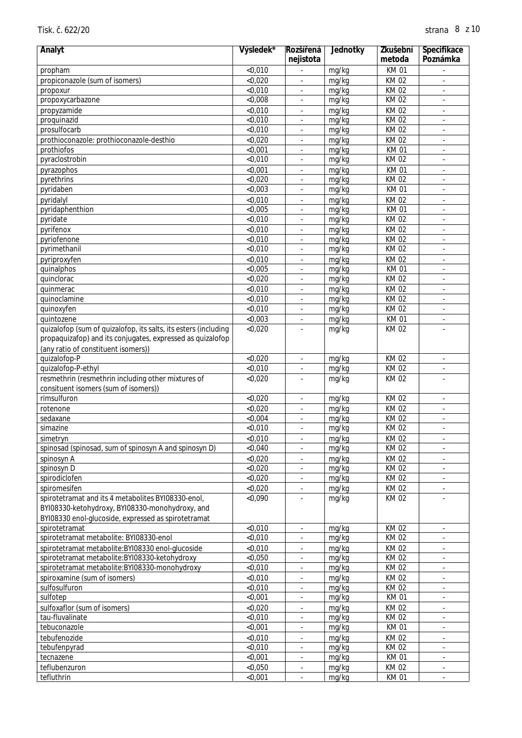| Analyt | Výsledek* | Rozšířená nejistota | Jednotky | Zkušební metoda | Specifikace Poznámka |
|---|---|---|---|---|---|
| propham | <0,010 | - | mg/kg | KM 01 | - |
| propiconazole (sum of isomers) | <0,020 | - | mg/kg | KM 02 | - |
| propoxur | <0,010 | - | mg/kg | KM 02 | - |
| propoxycarbazone | <0,008 | - | mg/kg | KM 02 | - |
| propyzamide | <0,010 | - | mg/kg | KM 02 | - |
| proquinazid | <0,010 | - | mg/kg | KM 02 | - |
| prosulfocarb | <0,010 | - | mg/kg | KM 02 | - |
| prothioconazole: prothioconazole-desthio | <0,020 | - | mg/kg | KM 02 | - |
| prothiofos | <0,001 | - | mg/kg | KM 01 | - |
| pyraclostrobin | <0,010 | - | mg/kg | KM 02 | - |
| pyrazophos | <0,001 | - | mg/kg | KM 01 | - |
| pyrethrins | <0,020 | - | mg/kg | KM 02 | - |
| pyridaben | <0,003 | - | mg/kg | KM 01 | - |
| pyridalyl | <0,010 | - | mg/kg | KM 02 | - |
| pyridaphenthion | <0,005 | - | mg/kg | KM 01 | - |
| pyridate | <0,010 | - | mg/kg | KM 02 | - |
| pyrifenox | <0,010 | - | mg/kg | KM 02 | - |
| pyriofenone | <0,010 | - | mg/kg | KM 02 | - |
| pyrimethanil | <0,010 | - | mg/kg | KM 02 | - |
| pyriproxyfen | <0,010 | - | mg/kg | KM 02 | - |
| quinalphos | <0,005 | - | mg/kg | KM 01 | - |
| quinclorac | <0,020 | - | mg/kg | KM 02 | - |
| quinmerac | <0,010 | - | mg/kg | KM 02 | - |
| quinoclamine | <0,010 | - | mg/kg | KM 02 | - |
| quinoxyfen | <0,010 | - | mg/kg | KM 02 | - |
| quintozene | <0,003 | - | mg/kg | KM 01 | - |
| quizalofop (sum of quizalofop, its salts, its esters (including propaquizafop) and its conjugates, expressed as quizalofop (any ratio of constituent isomers)) | <0,020 | - | mg/kg | KM 02 | - |
| quizalofop-P | <0,020 | - | mg/kg | KM 02 | - |
| quizalofop-P-ethyl | <0,010 | - | mg/kg | KM 02 | - |
| resmethrin (resmethrin including other mixtures of consituent isomers (sum of isomers)) | <0,020 | - | mg/kg | KM 02 | - |
| rimsulfuron | <0,020 | - | mg/kg | KM 02 | - |
| rotenone | <0,020 | - | mg/kg | KM 02 | - |
| sedaxane | <0,004 | - | mg/kg | KM 02 | - |
| simazine | <0,010 | - | mg/kg | KM 02 | - |
| simetryn | <0,010 | - | mg/kg | KM 02 | - |
| spinosad (spinosad, sum of spinosyn A and spinosyn D) | <0,040 | - | mg/kg | KM 02 | - |
| spinosyn A | <0,020 | - | mg/kg | KM 02 | - |
| spinosyn D | <0,020 | - | mg/kg | KM 02 | - |
| spirodiclofen | <0,020 | - | mg/kg | KM 02 | - |
| spiromesifen | <0,020 | - | mg/kg | KM 02 | - |
| spirotetramat and its 4 metabolites BYI08330-enol, BYI08330-ketohydroxy, BYI08330-monohydroxy, and BYI08330 enol-glucoside, expressed as spirotetramat | <0,090 | - | mg/kg | KM 02 | - |
| spirotetramat | <0,010 | - | mg/kg | KM 02 | - |
| spirotetramat metabolite: BYI08330-enol | <0,010 | - | mg/kg | KM 02 | - |
| spirotetramat metabolite:BYI08330 enol-glucoside | <0,010 | - | mg/kg | KM 02 | - |
| spirotetramat metabolite:BYI08330-ketohydroxy | <0,050 | - | mg/kg | KM 02 | - |
| spirotetramat metabolite:BYI08330-monohydroxy | <0,010 | - | mg/kg | KM 02 | - |
| spiroxamine (sum of isomers) | <0,010 | - | mg/kg | KM 02 | - |
| sulfosulfuron | <0,010 | - | mg/kg | KM 02 | - |
| sulfotep | <0,001 | - | mg/kg | KM 01 | - |
| sulfoxaflor (sum of isomers) | <0,020 | - | mg/kg | KM 02 | - |
| tau-fluvalinate | <0,010 | - | mg/kg | KM 02 | - |
| tebuconazole | <0,001 | - | mg/kg | KM 01 | - |
| tebufenozide | <0,010 | - | mg/kg | KM 02 | - |
| tebufenpyrad | <0,010 | - | mg/kg | KM 02 | - |
| tecnazene | <0,001 | - | mg/kg | KM 01 | - |
| teflubenzuron | <0,050 | - | mg/kg | KM 02 | - |
| tefluthrin | <0,001 | - | mg/kg | KM 01 | - |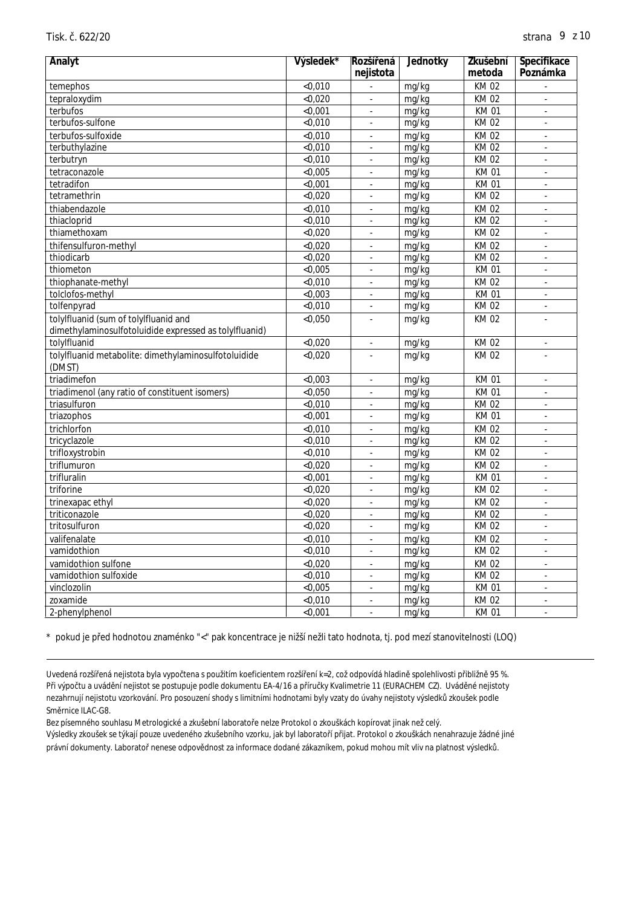| Analyt | Výsledek* | Rozšířená nejistota | Jednotky | Zkušební metoda | Specifikace Poznámka |
|---|---|---|---|---|---|
| temephos | <0,010 | - | mg/kg | KM 02 | - |
| tepraloxydim | <0,020 | - | mg/kg | KM 02 | - |
| terbufos | <0,001 | - | mg/kg | KM 01 | - |
| terbufos-sulfone | <0,010 | - | mg/kg | KM 02 | - |
| terbufos-sulfoxide | <0,010 | - | mg/kg | KM 02 | - |
| terbuthylazine | <0,010 | - | mg/kg | KM 02 | - |
| terbutryn | <0,010 | - | mg/kg | KM 02 | - |
| tetraconazole | <0,005 | - | mg/kg | KM 01 | - |
| tetradifon | <0,001 | - | mg/kg | KM 01 | - |
| tetramethrin | <0,020 | - | mg/kg | KM 02 | - |
| thiabendazole | <0,010 | - | mg/kg | KM 02 | - |
| thiacloprid | <0,010 | - | mg/kg | KM 02 | - |
| thiamethoxam | <0,020 | - | mg/kg | KM 02 | - |
| thifensulfuron-methyl | <0,020 | - | mg/kg | KM 02 | - |
| thiodicarb | <0,020 | - | mg/kg | KM 02 | - |
| thiometon | <0,005 | - | mg/kg | KM 01 | - |
| thiophanate-methyl | <0,010 | - | mg/kg | KM 02 | - |
| tolclofos-methyl | <0,003 | - | mg/kg | KM 01 | - |
| tolfenpyrad | <0,010 | - | mg/kg | KM 02 | - |
| tolylfluanid (sum of tolylfluanid and dimethylaminosulfotoluidide expressed as tolylfluanid) | <0,050 | - | mg/kg | KM 02 | - |
| tolylfluanid | <0,020 | - | mg/kg | KM 02 | - |
| tolylfluanid metabolite: dimethylaminosulfotoluidide (DMST) | <0,020 | - | mg/kg | KM 02 | - |
| triadimefon | <0,003 | - | mg/kg | KM 01 | - |
| triadimenol (any ratio of constituent isomers) | <0,050 | - | mg/kg | KM 01 | - |
| triasulfuron | <0,010 | - | mg/kg | KM 02 | - |
| triazophos | <0,001 | - | mg/kg | KM 01 | - |
| trichlorfon | <0,010 | - | mg/kg | KM 02 | - |
| tricyclazole | <0,010 | - | mg/kg | KM 02 | - |
| trifloxystrobin | <0,010 | - | mg/kg | KM 02 | - |
| triflumuron | <0,020 | - | mg/kg | KM 02 | - |
| trifluralin | <0,001 | - | mg/kg | KM 01 | - |
| triforine | <0,020 | - | mg/kg | KM 02 | - |
| trinexapac ethyl | <0,020 | - | mg/kg | KM 02 | - |
| triticonazole | <0,020 | - | mg/kg | KM 02 | - |
| tritosulfuron | <0,020 | - | mg/kg | KM 02 | - |
| valifenalate | <0,010 | - | mg/kg | KM 02 | - |
| vamidothion | <0,010 | - | mg/kg | KM 02 | - |
| vamidothion sulfone | <0,020 | - | mg/kg | KM 02 | - |
| vamidothion sulfoxide | <0,010 | - | mg/kg | KM 02 | - |
| vinclozolin | <0,005 | - | mg/kg | KM 01 | - |
| zoxamide | <0,010 | - | mg/kg | KM 02 | - |
| 2-phenylphenol | <0,001 | - | mg/kg | KM 01 | - |

* pokud je před hodnotou znaménko "<" pak koncentrace je nižší nežli tato hodnota, tj. pod mezí stanovitelnosti (LOQ)

---

Uvedená rozšířená nejistota byla vypočtena s použitím koeficientem rozšíření k=2, což odpovídá hladině spolehlivosti přibližně 95 %. Při výpočtu a uvádění nejistot se postupuje podle dokumentu EA-4/16 a příručky Kvalimetrie 11 (EURACHEM CZ). Uváděné nejistoty nezahrnují nejistotu vzorkování. Pro posouzení shody s limitními hodnotami byly vzaty do úvahy nejistoty výsledků zkoušek podle Směrnice ILAC-G8.

Bez písemného souhlasu Metrologické a zkušební laboratoře nelze Protokol o zkouškách kopírovat jinak než celý.

Výsledky zkoušek se týkají pouze uvedeného zkušebního vzorku, jak byl laboratoří přijat. Protokol o zkouškách nenahrazuje žádné jiné právní dokumenty. Laboratoř nenese odpovědnost za informace dodané zákazníkem, pokud mohou mít vliv na platnost výsledků.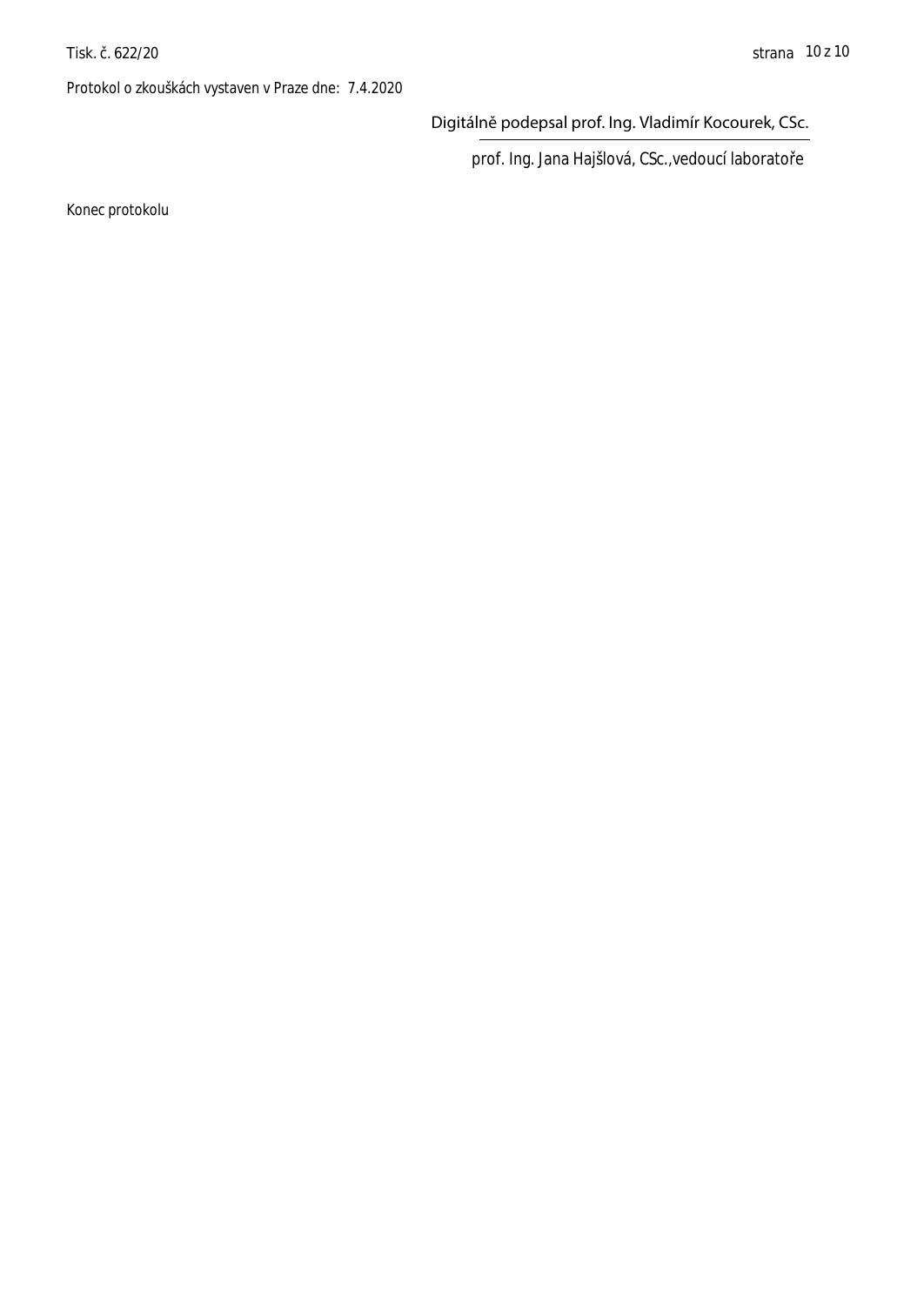Protokol o zkouškách vystaven v Praze dne: 7.4.2020

Digitálně podepsal prof. Ing. Vladimír Kocourek, CSc.

prof. Ing. Jana Hajšlová, CSc.,vedoucí laboratoře

Konec protokolu